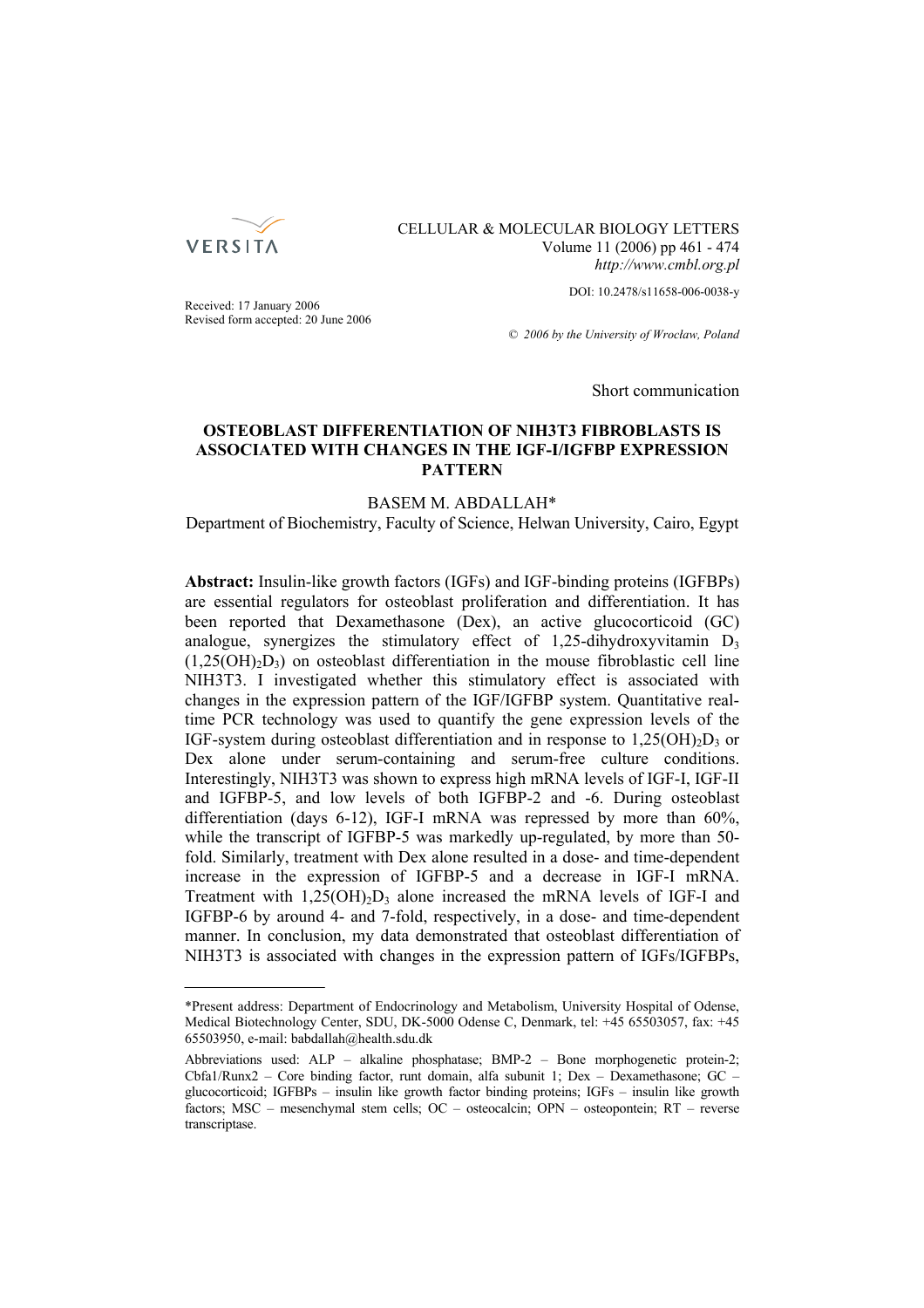CELLULAR & MOLECULAR BIOLOGY LETTERS
Volume 11 (2006) pp 461 - 474
*http://www.cmbl.org.pl*

DOI: 10.2478/s11658-006-0038-y

Received: 17 January 2006
Revised form accepted: 20 June 2006

*© 2006 by the University of Wroclaw, Poland*

Short communication

# OSTEOBLAST DIFFERENTIATION OF NIH3T3 FIBROBLASTS IS ASSOCIATED WITH CHANGES IN THE IGF-I/IGFBP EXPRESSION PATTERN

BASEM M. ABDALLAH*

Department of Biochemistry, Faculty of Science, Helwan University, Cairo, Egypt

**Abstract:** Insulin-like growth factors (IGFs) and IGF-binding proteins (IGFBPs) are essential regulators for osteoblast proliferation and differentiation. It has been reported that Dexamethasone (Dex), an active glucocorticoid (GC) analogue, synergizes the stimulatory effect of 1,25-dihydroxyvitamin $D_3$ ($1,25(OH)_2D_3$) on osteoblast differentiation in the mouse fibroblastic cell line NIH3T3. I investigated whether this stimulatory effect is associated with changes in the expression pattern of the IGF/IGFBP system. Quantitative real-time PCR technology was used to quantify the gene expression levels of the IGF-system during osteoblast differentiation and in response to $1,25(OH)_2D_3$ or Dex alone under serum-containing and serum-free culture conditions. Interestingly, NIH3T3 was shown to express high mRNA levels of IGF-I, IGF-II and IGFBP-5, and low levels of both IGFBP-2 and -6. During osteoblast differentiation (days 6-12), IGF-I mRNA was repressed by more than 60%, while the transcript of IGFBP-5 was markedly up-regulated, by more than 50-fold. Similarly, treatment with Dex alone resulted in a dose- and time-dependent increase in the expression of IGFBP-5 and a decrease in IGF-I mRNA. Treatment with $1,25(OH)_2D_3$ alone increased the mRNA levels of IGF-I and IGFBP-6 by around 4- and 7-fold, respectively, in a dose- and time-dependent manner. In conclusion, my data demonstrated that osteoblast differentiation of NIH3T3 is associated with changes in the expression pattern of IGFs/IGFBPs,

---

*Present address: Department of Endocrinology and Metabolism, University Hospital of Odense, Medical Biotechnology Center, SDU, DK-5000 Odense C, Denmark, tel: +45 65503057, fax: +45 65503950, e-mail: babdallah@health.sdu.dk

Abbreviations used: ALP – alkaline phosphatase; BMP-2 – Bone morphogenetic protein-2; Cbfa1/Runx2 – Core binding factor, runt domain, alfa subunit 1; Dex – Dexamethasone; GC – glucocorticoid; IGFBPs – insulin like growth factor binding proteins; IGFs – insulin like growth factors; MSC – mesenchymal stem cells; OC – osteocalcin; OPN – osteopontein; RT – reverse transcriptase.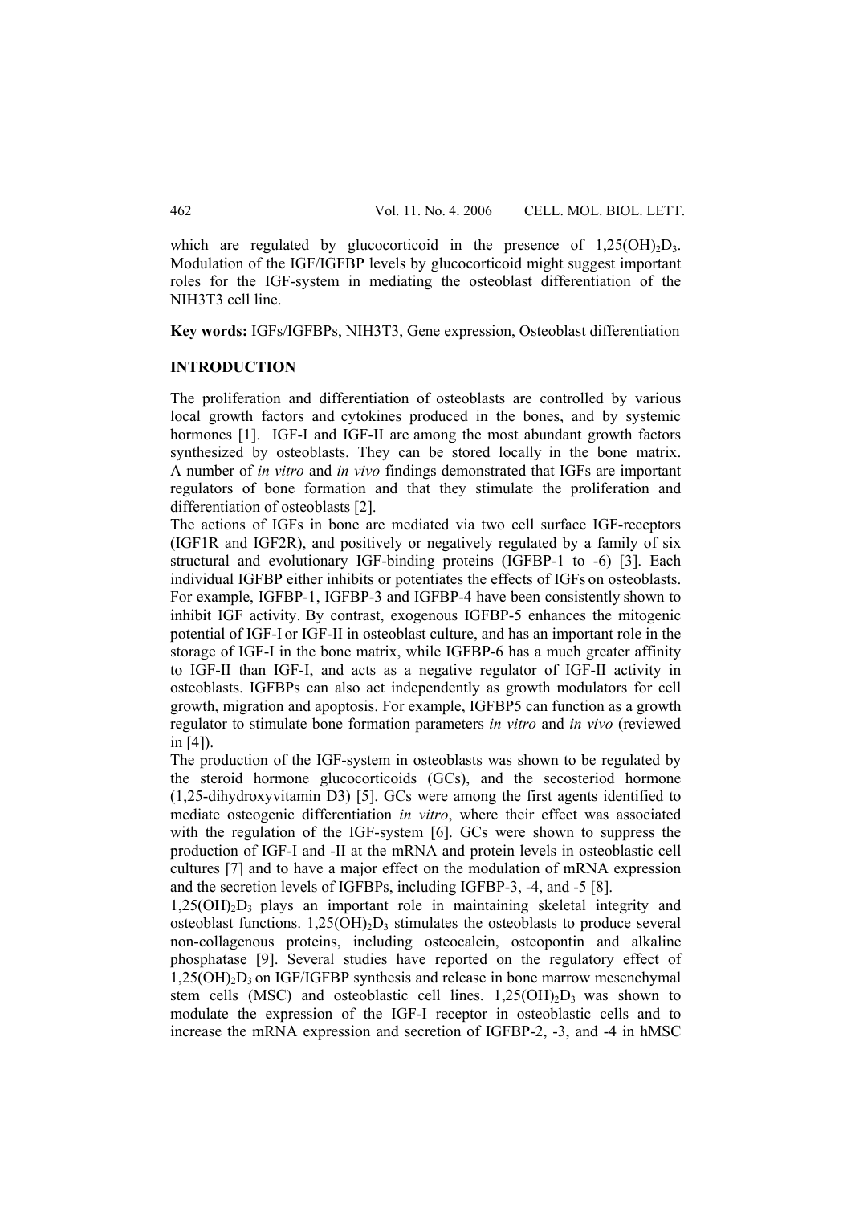which are regulated by glucocorticoid in the presence of $1,25(OH)_2D_3$. Modulation of the IGF/IGFBP levels by glucocorticoid might suggest important roles for the IGF-system in mediating the osteoblast differentiation of the NIH3T3 cell line.

**Key words:** IGFs/IGFBPs, NIH3T3, Gene expression, Osteoblast differentiation

## INTRODUCTION

The proliferation and differentiation of osteoblasts are controlled by various local growth factors and cytokines produced in the bones, and by systemic hormones [1]. IGF-I and IGF-II are among the most abundant growth factors synthesized by osteoblasts. They can be stored locally in the bone matrix. A number of *in vitro* and *in vivo* findings demonstrated that IGFs are important regulators of bone formation and that they stimulate the proliferation and differentiation of osteoblasts [2].

The actions of IGFs in bone are mediated via two cell surface IGF-receptors (IGF1R and IGF2R), and positively or negatively regulated by a family of six structural and evolutionary IGF-binding proteins (IGFBP-1 to -6) [3]. Each individual IGFBP either inhibits or potentiates the effects of IGFs on osteoblasts. For example, IGFBP-1, IGFBP-3 and IGFBP-4 have been consistently shown to inhibit IGF activity. By contrast, exogenous IGFBP-5 enhances the mitogenic potential of IGF-I or IGF-II in osteoblast culture, and has an important role in the storage of IGF-I in the bone matrix, while IGFBP-6 has a much greater affinity to IGF-II than IGF-I, and acts as a negative regulator of IGF-II activity in osteoblasts. IGFBPs can also act independently as growth modulators for cell growth, migration and apoptosis. For example, IGFBP5 can function as a growth regulator to stimulate bone formation parameters *in vitro* and *in vivo* (reviewed in [4]).

The production of the IGF-system in osteoblasts was shown to be regulated by the steroid hormone glucocorticoids (GCs), and the secosteriod hormone (1,25-dihydroxyvitamin D3) [5]. GCs were among the first agents identified to mediate osteogenic differentiation *in vitro*, where their effect was associated with the regulation of the IGF-system [6]. GCs were shown to suppress the production of IGF-I and -II at the mRNA and protein levels in osteoblastic cell cultures [7] and to have a major effect on the modulation of mRNA expression and the secretion levels of IGFBPs, including IGFBP-3, -4, and -5 [8].

$1,25(OH)_2D_3$ plays an important role in maintaining skeletal integrity and osteoblast functions. $1,25(OH)_2D_3$ stimulates the osteoblasts to produce several non-collagenous proteins, including osteocalcin, osteopontin and alkaline phosphatase [9]. Several studies have reported on the regulatory effect of $1,25(OH)_2D_3$ on IGF/IGFBP synthesis and release in bone marrow mesenchymal stem cells (MSC) and osteoblastic cell lines. $1,25(OH)_2D_3$ was shown to modulate the expression of the IGF-I receptor in osteoblastic cells and to increase the mRNA expression and secretion of IGFBP-2, -3, and -4 in hMSC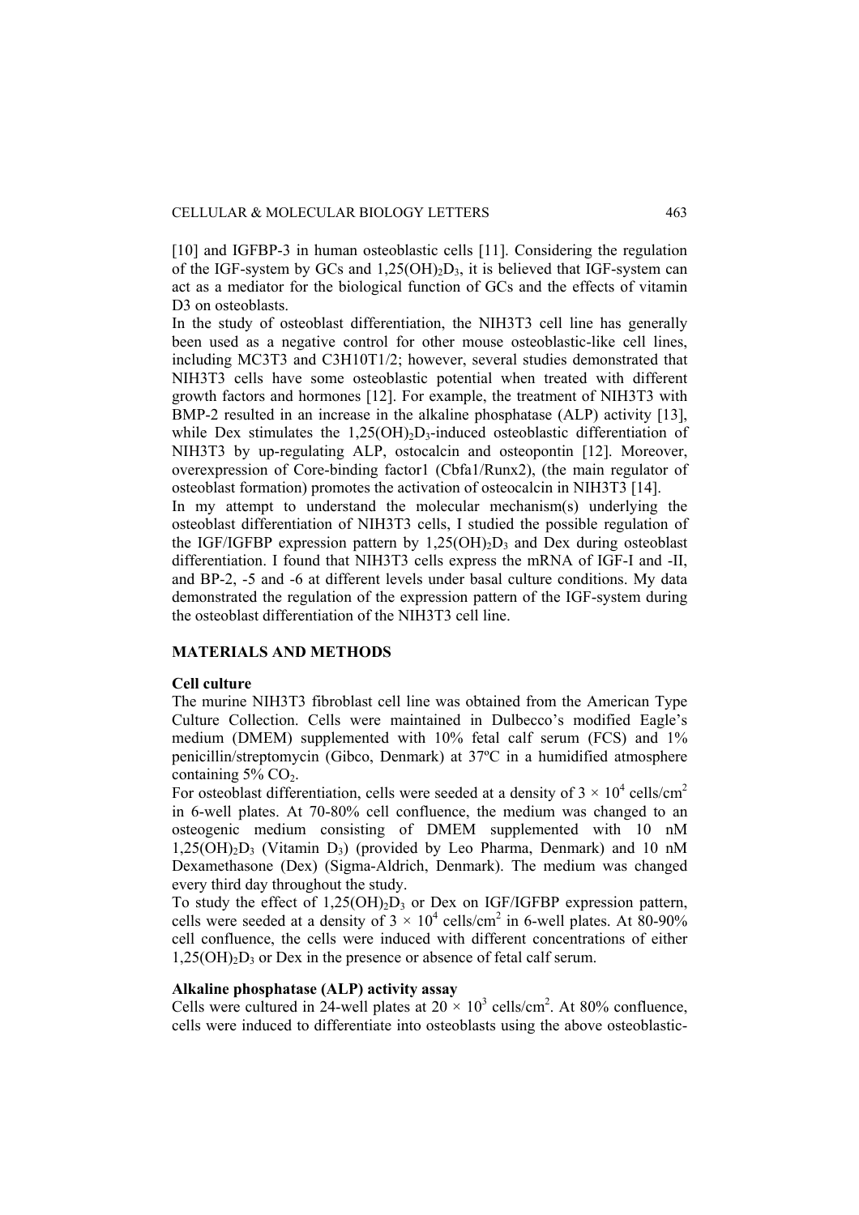[10] and IGFBP-3 in human osteoblastic cells [11]. Considering the regulation of the IGF-system by GCs and $1,25(OH)_2D_3$, it is believed that IGF-system can act as a mediator for the biological function of GCs and the effects of vitamin D3 on osteoblasts.

In the study of osteoblast differentiation, the NIH3T3 cell line has generally been used as a negative control for other mouse osteoblastic-like cell lines, including MC3T3 and C3H10T1/2; however, several studies demonstrated that NIH3T3 cells have some osteoblastic potential when treated with different growth factors and hormones [12]. For example, the treatment of NIH3T3 with BMP-2 resulted in an increase in the alkaline phosphatase (ALP) activity [13], while Dex stimulates the $1,25(OH)_2D_3$-induced osteoblastic differentiation of NIH3T3 by up-regulating ALP, ostocalcin and osteopontin [12]. Moreover, overexpression of Core-binding factor1 (Cbfa1/Runx2), (the main regulator of osteoblast formation) promotes the activation of osteocalcin in NIH3T3 [14].

In my attempt to understand the molecular mechanism(s) underlying the osteoblast differentiation of NIH3T3 cells, I studied the possible regulation of the IGF/IGFBP expression pattern by $1,25(OH)_2D_3$ and Dex during osteoblast differentiation. I found that NIH3T3 cells express the mRNA of IGF-I and -II, and BP-2, -5 and -6 at different levels under basal culture conditions. My data demonstrated the regulation of the expression pattern of the IGF-system during the osteoblast differentiation of the NIH3T3 cell line.

## MATERIALS AND METHODS

### Cell culture

The murine NIH3T3 fibroblast cell line was obtained from the American Type Culture Collection. Cells were maintained in Dulbecco's modified Eagle's medium (DMEM) supplemented with 10% fetal calf serum (FCS) and 1% penicillin/streptomycin (Gibco, Denmark) at 37ºC in a humidified atmosphere containing 5% $CO_2$.

For osteoblast differentiation, cells were seeded at a density of $3 \times 10^4$ cells/cm$^2$ in 6-well plates. At 70-80% cell confluence, the medium was changed to an osteogenic medium consisting of DMEM supplemented with 10 nM $1,25(OH)_2D_3$ (Vitamin $D_3$) (provided by Leo Pharma, Denmark) and 10 nM Dexamethasone (Dex) (Sigma-Aldrich, Denmark). The medium was changed every third day throughout the study.

To study the effect of $1,25(OH)_2D_3$ or Dex on IGF/IGFBP expression pattern, cells were seeded at a density of $3 \times 10^4$ cells/cm$^2$ in 6-well plates. At 80-90% cell confluence, the cells were induced with different concentrations of either $1,25(OH)_2D_3$ or Dex in the presence or absence of fetal calf serum.

### Alkaline phosphatase (ALP) activity assay

Cells were cultured in 24-well plates at $20 \times 10^3$ cells/cm$^2$. At 80% confluence, cells were induced to differentiate into osteoblasts using the above osteoblastic-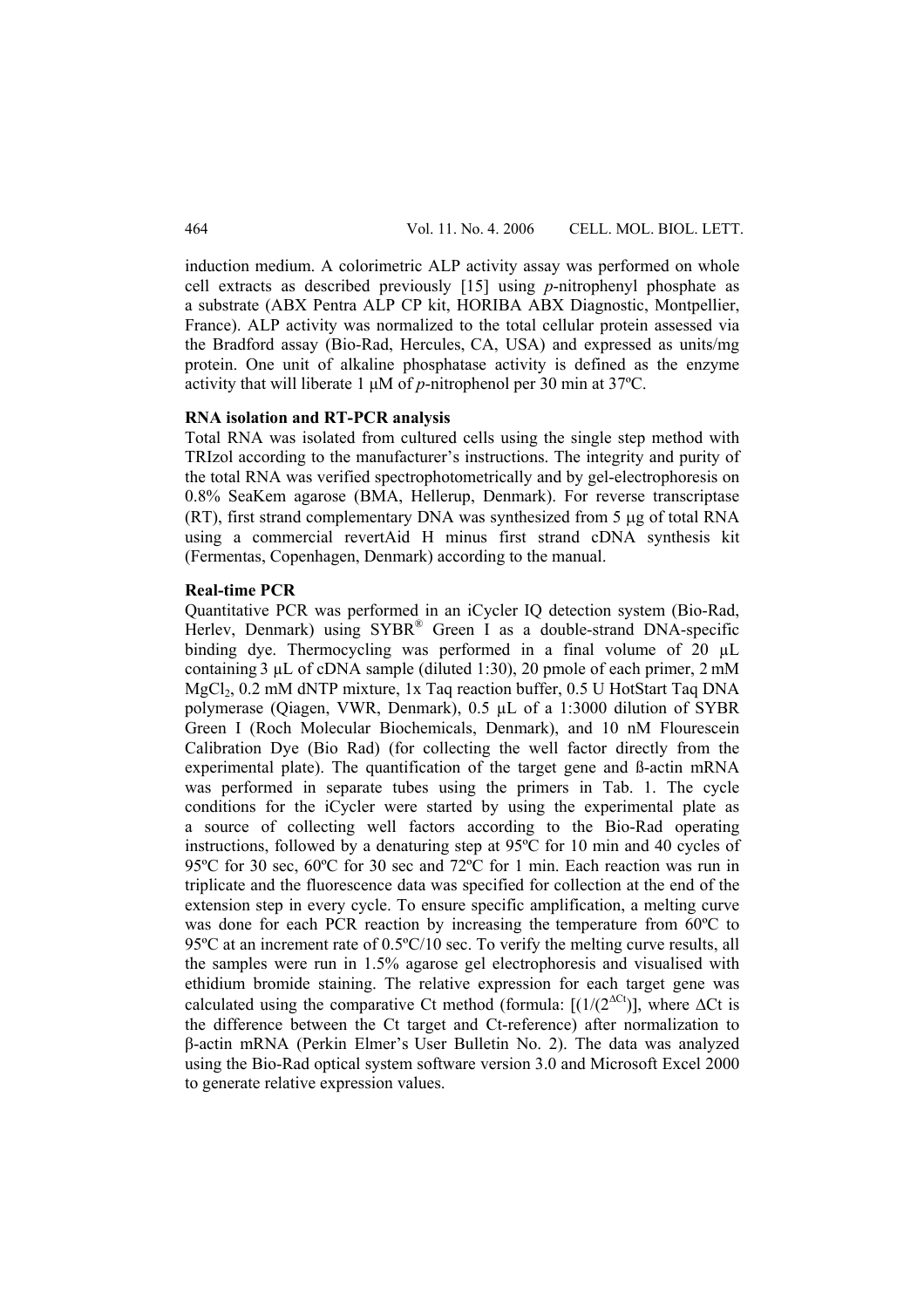induction medium. A colorimetric ALP activity assay was performed on whole cell extracts as described previously [15] using *p*-nitrophenyl phosphate as a substrate (ABX Pentra ALP CP kit, HORIBA ABX Diagnostic, Montpellier, France). ALP activity was normalized to the total cellular protein assessed via the Bradford assay (Bio-Rad, Hercules, CA, USA) and expressed as units/mg protein. One unit of alkaline phosphatase activity is defined as the enzyme activity that will liberate 1 μM of *p*-nitrophenol per 30 min at 37ºC.

**RNA isolation and RT-PCR analysis**

Total RNA was isolated from cultured cells using the single step method with TRIzol according to the manufacturer's instructions. The integrity and purity of the total RNA was verified spectrophotometrically and by gel-electrophoresis on 0.8% SeaKem agarose (BMA, Hellerup, Denmark). For reverse transcriptase (RT), first strand complementary DNA was synthesized from 5 μg of total RNA using a commercial revertAid H minus first strand cDNA synthesis kit (Fermentas, Copenhagen, Denmark) according to the manual.

**Real-time PCR**

Quantitative PCR was performed in an iCycler IQ detection system (Bio-Rad, Herlev, Denmark) using SYBR® Green I as a double-strand DNA-specific binding dye. Thermocycling was performed in a final volume of 20 μL containing 3 μL of cDNA sample (diluted 1:30), 20 pmole of each primer, 2 mM $MgCl_2$, 0.2 mM dNTP mixture, 1x Taq reaction buffer, 0.5 U HotStart Taq DNA polymerase (Qiagen, VWR, Denmark), 0.5 μL of a 1:3000 dilution of SYBR Green I (Roch Molecular Biochemicals, Denmark), and 10 nM Flourescein Calibration Dye (Bio Rad) (for collecting the well factor directly from the experimental plate). The quantification of the target gene and ß-actin mRNA was performed in separate tubes using the primers in Tab. 1. The cycle conditions for the iCycler were started by using the experimental plate as a source of collecting well factors according to the Bio-Rad operating instructions, followed by a denaturing step at 95ºC for 10 min and 40 cycles of 95ºC for 30 sec, 60ºC for 30 sec and 72ºC for 1 min. Each reaction was run in triplicate and the fluorescence data was specified for collection at the end of the extension step in every cycle. To ensure specific amplification, a melting curve was done for each PCR reaction by increasing the temperature from 60ºC to 95ºC at an increment rate of 0.5ºC/10 sec. To verify the melting curve results, all the samples were run in 1.5% agarose gel electrophoresis and visualised with ethidium bromide staining. The relative expression for each target gene was calculated using the comparative Ct method (formula: $[(1/(2^{\Delta Ct})]$, where $\Delta$Ct is the difference between the Ct target and Ct-reference) after normalization to β-actin mRNA (Perkin Elmer's User Bulletin No. 2). The data was analyzed using the Bio-Rad optical system software version 3.0 and Microsoft Excel 2000 to generate relative expression values.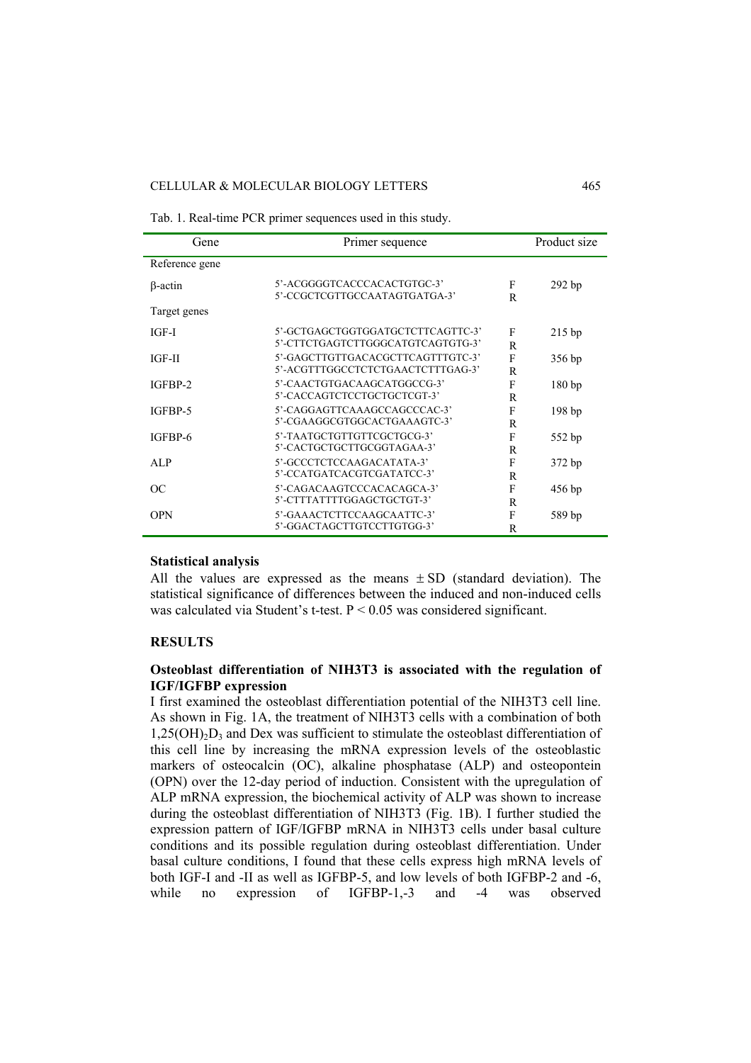Tab. 1. Real-time PCR primer sequences used in this study.

| Gene | Primer sequence | | Product size |
|---|---|---|---|
| Reference gene | | | |
| β-actin | 5'-ACGGGGTCACCCACACTGTGC-3'<br>5'-CCGCTCGTTGCCAATAGTGATGA-3' | F<br>R | 292 bp |
| Target genes | | | |
| IGF-I | 5'-GCTGAGCTGGTGGATGCTCTTCAGTTC-3'<br>5'-CTTCTGAGTCTTGGGCATGTCAGTGTG-3' | F<br>R | 215 bp |
| IGF-II | 5'-GAGCTTGTTGACACGCTTCAGTTTGTC-3'<br>5'-ACGTTTGGCCTCTCTGAACTCTTTGAG-3' | F<br>R | 356 bp |
| IGFBP-2 | 5'-CAACTGTGACAAGCATGGCCG-3'<br>5'-CACCAGTCTCCTGCTCTCGT-3' | F<br>R | 180 bp |
| IGFBP-5 | 5'-CAGGAGTTCAAAGCCAGCCCAC-3'<br>5'-CGAAGGCGTGGCACTGAAAGTC-3' | F<br>R | 198 bp |
| IGFBP-6 | 5'-TAATGCTGTTGTTCGCTGCG-3'<br>5'-CACTGCTGCTTGCGGTAGAA-3' | F<br>R | 552 bp |
| ALP | 5'-GCCCTCTCCAAGACATATA-3'<br>5'-CCATGATCACGTCGATATCC-3' | F<br>R | 372 bp |
| OC | 5'-CAGACAAGTCCCACACAGCA-3'<br>5'-CTTTATTTTGGAGCTGCTGT-3' | F<br>R | 456 bp |
| OPN | 5'-GAAACTCTTCCAAGCAATTC-3'<br>5'-GGACTAGCTTGTCCTTGTGG-3' | F<br>R | 589 bp |

**Statistical analysis**

All the values are expressed as the means ± SD (standard deviation). The statistical significance of differences between the induced and non-induced cells was calculated via Student's t-test. $P < 0.05$ was considered significant.

## RESULTS

**Osteoblast differentiation of NIH3T3 is associated with the regulation of IGF/IGFBP expression**

I first examined the osteoblast differentiation potential of the NIH3T3 cell line. As shown in Fig. 1A, the treatment of NIH3T3 cells with a combination of both $1,25(OH)_2D_3$ and Dex was sufficient to stimulate the osteoblast differentiation of this cell line by increasing the mRNA expression levels of the osteoblastic markers of osteocalcin (OC), alkaline phosphatase (ALP) and osteopontein (OPN) over the 12-day period of induction. Consistent with the upregulation of ALP mRNA expression, the biochemical activity of ALP was shown to increase during the osteoblast differentiation of NIH3T3 (Fig. 1B). I further studied the expression pattern of IGF/IGFBP mRNA in NIH3T3 cells under basal culture conditions and its possible regulation during osteoblast differentiation. Under basal culture conditions, I found that these cells express high mRNA levels of both IGF-I and -II as well as IGFBP-5, and low levels of both IGFBP-2 and -6, while no expression of IGFBP-1,-3 and -4 was observed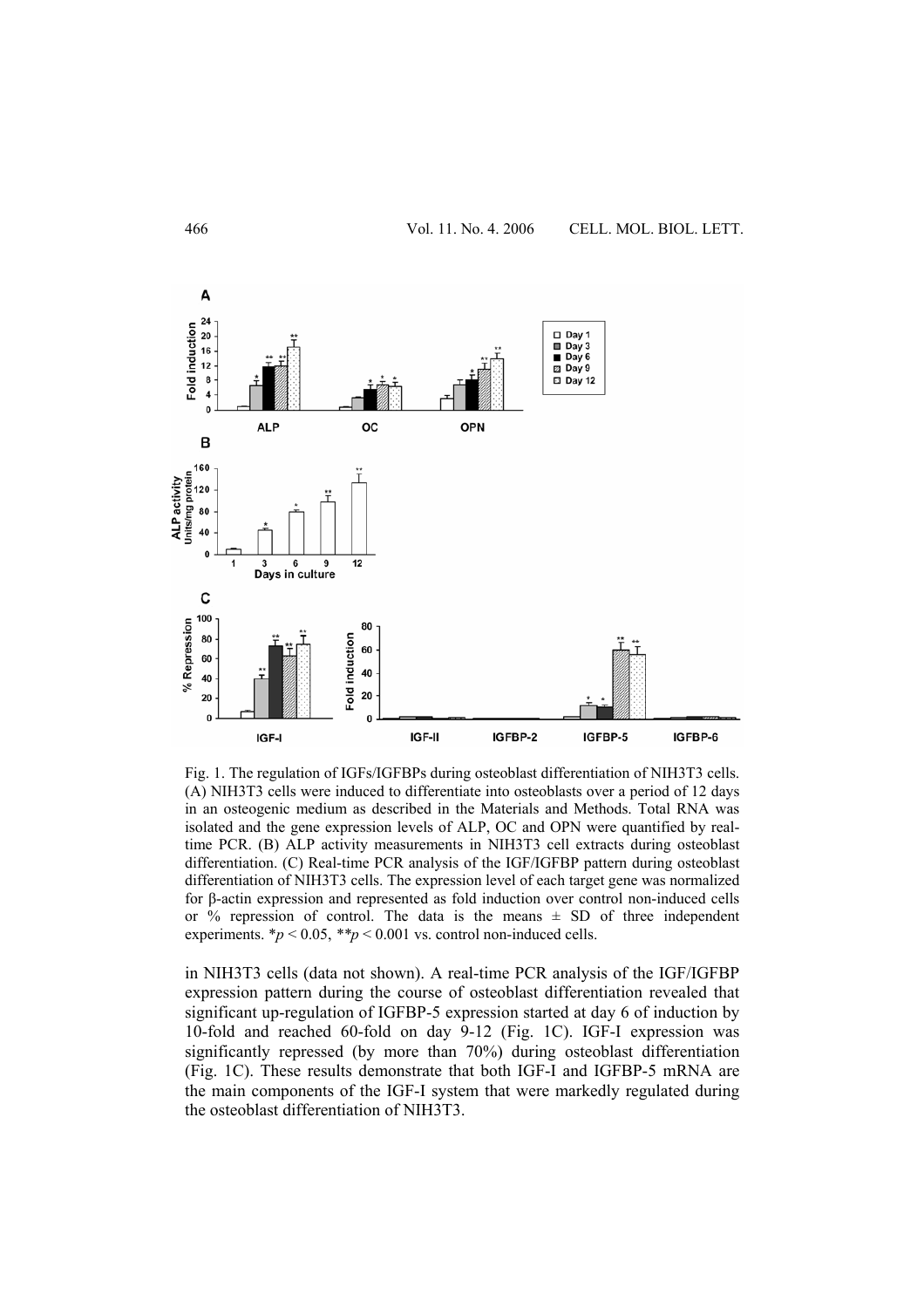Fig. 1. The regulation of IGFs/IGFBPs during osteoblast differentiation of NIH3T3 cells. (A) NIH3T3 cells were induced to differentiate into osteoblasts over a period of 12 days in an osteogenic medium as described in the Materials and Methods. Total RNA was isolated and the gene expression levels of ALP, OC and OPN were quantified by real-time PCR. (B) ALP activity measurements in NIH3T3 cell extracts during osteoblast differentiation. (C) Real-time PCR analysis of the IGF/IGFBP pattern during osteoblast differentiation of NIH3T3 cells. The expression level of each target gene was normalized for β-actin expression and represented as fold induction over control non-induced cells or % repression of control. The data is the means ± SD of three independent experiments. *$p < 0.05$, **$p < 0.001$ vs. control non-induced cells.

in NIH3T3 cells (data not shown). A real-time PCR analysis of the IGF/IGFBP expression pattern during the course of osteoblast differentiation revealed that significant up-regulation of IGFBP-5 expression started at day 6 of induction by 10-fold and reached 60-fold on day 9-12 (Fig. 1C). IGF-I expression was significantly repressed (by more than 70%) during osteoblast differentiation (Fig. 1C). These results demonstrate that both IGF-I and IGFBP-5 mRNA are the main components of the IGF-I system that were markedly regulated during the osteoblast differentiation of NIH3T3.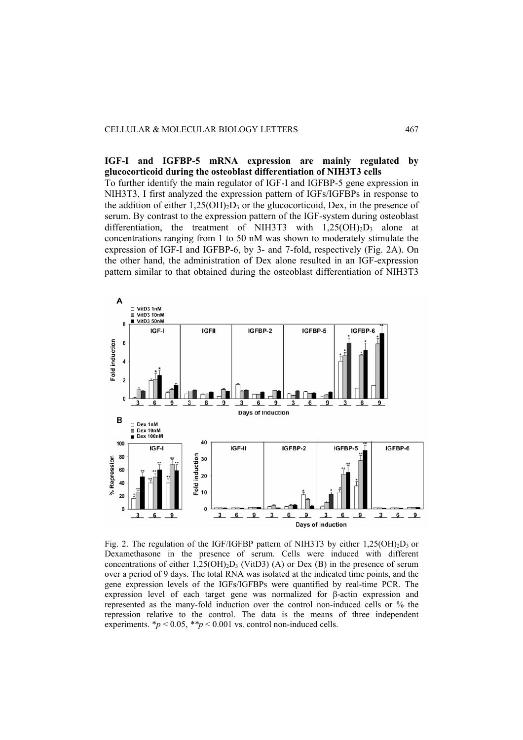**IGF-I and IGFBP-5 mRNA expression are mainly regulated by glucocorticoid during the osteoblast differentiation of NIH3T3 cells**

To further identify the main regulator of IGF-I and IGFBP-5 gene expression in NIH3T3, I first analyzed the expression pattern of IGFs/IGFBPs in response to the addition of either $1,25(OH)_2D_3$ or the glucocorticoid, Dex, in the presence of serum. By contrast to the expression pattern of the IGF-system during osteoblast differentiation, the treatment of NIH3T3 with $1,25(OH)_2D_3$ alone at concentrations ranging from 1 to 50 nM was shown to moderately stimulate the expression of IGF-I and IGFBP-6, by 3- and 7-fold, respectively (Fig. 2A). On the other hand, the administration of Dex alone resulted in an IGF-expression pattern similar to that obtained during the osteoblast differentiation of NIH3T3

Fig. 2. The regulation of the IGF/IGFBP pattern of NIH3T3 by either $1,25(OH)_2D_3$ or Dexamethasone in the presence of serum. Cells were induced with different concentrations of either $1,25(OH)_2D_3$ (VitD3) (A) or Dex (B) in the presence of serum over a period of 9 days. The total RNA was isolated at the indicated time points, and the gene expression levels of the IGFs/IGFBPs were quantified by real-time PCR. The expression level of each target gene was normalized for β-actin expression and represented as the many-fold induction over the control non-induced cells or % the repression relative to the control. The data is the means of three independent experiments. *$p < 0.05$, **$p < 0.001$ vs. control non-induced cells.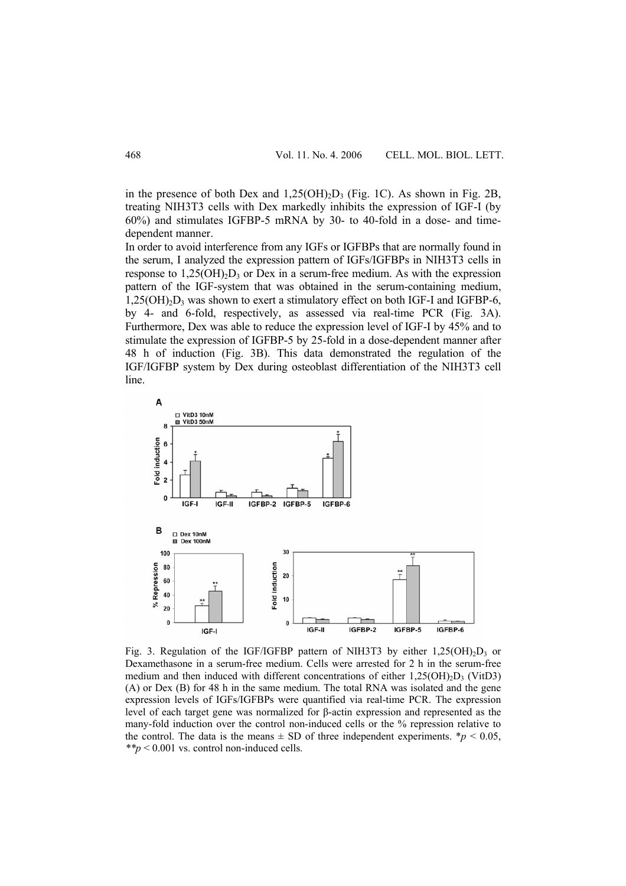in the presence of both Dex and $1,25(OH)_2D_3$ (Fig. 1C). As shown in Fig. 2B, treating NIH3T3 cells with Dex markedly inhibits the expression of IGF-I (by 60%) and stimulates IGFBP-5 mRNA by 30- to 40-fold in a dose- and time-dependent manner.

In order to avoid interference from any IGFs or IGFBPs that are normally found in the serum, I analyzed the expression pattern of IGFs/IGFBPs in NIH3T3 cells in response to $1,25(OH)_2D_3$ or Dex in a serum-free medium. As with the expression pattern of the IGF-system that was obtained in the serum-containing medium, $1,25(OH)_2D_3$ was shown to exert a stimulatory effect on both IGF-I and IGFBP-6, by 4- and 6-fold, respectively, as assessed via real-time PCR (Fig. 3A). Furthermore, Dex was able to reduce the expression level of IGF-I by 45% and to stimulate the expression of IGFBP-5 by 25-fold in a dose-dependent manner after 48 h of induction (Fig. 3B). This data demonstrated the regulation of the IGF/IGFBP system by Dex during osteoblast differentiation of the NIH3T3 cell line.

Fig. 3. Regulation of the IGF/IGFBP pattern of NIH3T3 by either $1,25(OH)_2D_3$ or Dexamethasone in a serum-free medium. Cells were arrested for 2 h in the serum-free medium and then induced with different concentrations of either $1,25(OH)_2D_3$ (VitD3) (A) or Dex (B) for 48 h in the same medium. The total RNA was isolated and the gene expression levels of IGFs/IGFBPs were quantified via real-time PCR. The expression level of each target gene was normalized for β-actin expression and represented as the many-fold induction over the control non-induced cells or the % repression relative to the control. The data is the means ± SD of three independent experiments. $^{*}p < 0.05$, $^{**}p < 0.001$ vs. control non-induced cells.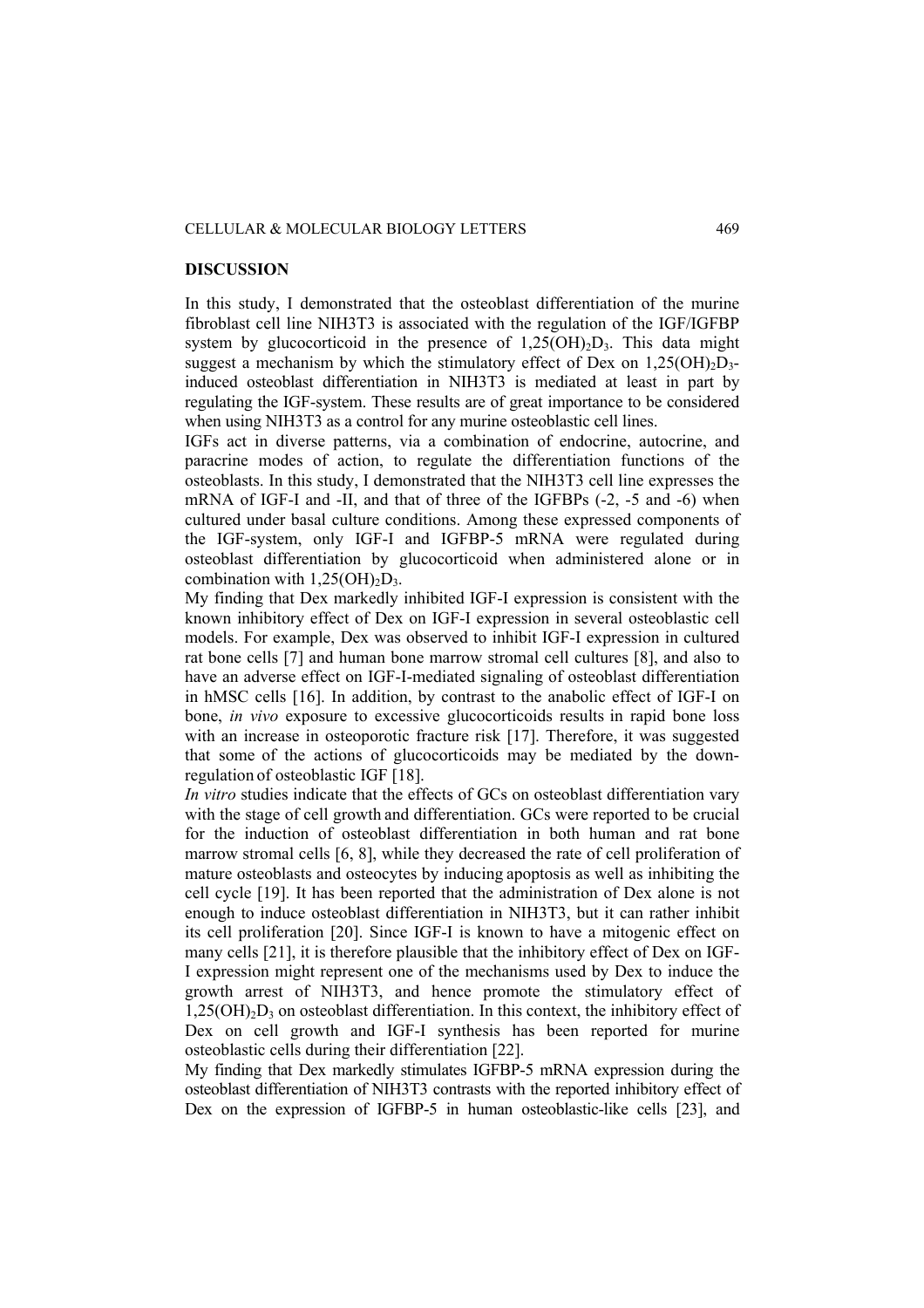## DISCUSSION

In this study, I demonstrated that the osteoblast differentiation of the murine fibroblast cell line NIH3T3 is associated with the regulation of the IGF/IGFBP system by glucocorticoid in the presence of $1,25(OH)_2D_3$. This data might suggest a mechanism by which the stimulatory effect of Dex on $1,25(OH)_2D_3$-induced osteoblast differentiation in NIH3T3 is mediated at least in part by regulating the IGF-system. These results are of great importance to be considered when using NIH3T3 as a control for any murine osteoblastic cell lines.

IGFs act in diverse patterns, via a combination of endocrine, autocrine, and paracrine modes of action, to regulate the differentiation functions of the osteoblasts. In this study, I demonstrated that the NIH3T3 cell line expresses the mRNA of IGF-I and -II, and that of three of the IGFBPs (-2, -5 and -6) when cultured under basal culture conditions. Among these expressed components of the IGF-system, only IGF-I and IGFBP-5 mRNA were regulated during osteoblast differentiation by glucocorticoid when administered alone or in combination with $1,25(OH)_2D_3$.

My finding that Dex markedly inhibited IGF-I expression is consistent with the known inhibitory effect of Dex on IGF-I expression in several osteoblastic cell models. For example, Dex was observed to inhibit IGF-I expression in cultured rat bone cells [7] and human bone marrow stromal cell cultures [8], and also to have an adverse effect on IGF-I-mediated signaling of osteoblast differentiation in hMSC cells [16]. In addition, by contrast to the anabolic effect of IGF-I on bone, *in vivo* exposure to excessive glucocorticoids results in rapid bone loss with an increase in osteoporotic fracture risk [17]. Therefore, it was suggested that some of the actions of glucocorticoids may be mediated by the down-regulation of osteoblastic IGF [18].

*In vitro* studies indicate that the effects of GCs on osteoblast differentiation vary with the stage of cell growth and differentiation. GCs were reported to be crucial for the induction of osteoblast differentiation in both human and rat bone marrow stromal cells [6, 8], while they decreased the rate of cell proliferation of mature osteoblasts and osteocytes by inducing apoptosis as well as inhibiting the cell cycle [19]. It has been reported that the administration of Dex alone is not enough to induce osteoblast differentiation in NIH3T3, but it can rather inhibit its cell proliferation [20]. Since IGF-I is known to have a mitogenic effect on many cells [21], it is therefore plausible that the inhibitory effect of Dex on IGF-I expression might represent one of the mechanisms used by Dex to induce the growth arrest of NIH3T3, and hence promote the stimulatory effect of $1,25(OH)_2D_3$ on osteoblast differentiation. In this context, the inhibitory effect of Dex on cell growth and IGF-I synthesis has been reported for murine osteoblastic cells during their differentiation [22].

My finding that Dex markedly stimulates IGFBP-5 mRNA expression during the osteoblast differentiation of NIH3T3 contrasts with the reported inhibitory effect of Dex on the expression of IGFBP-5 in human osteoblastic-like cells [23], and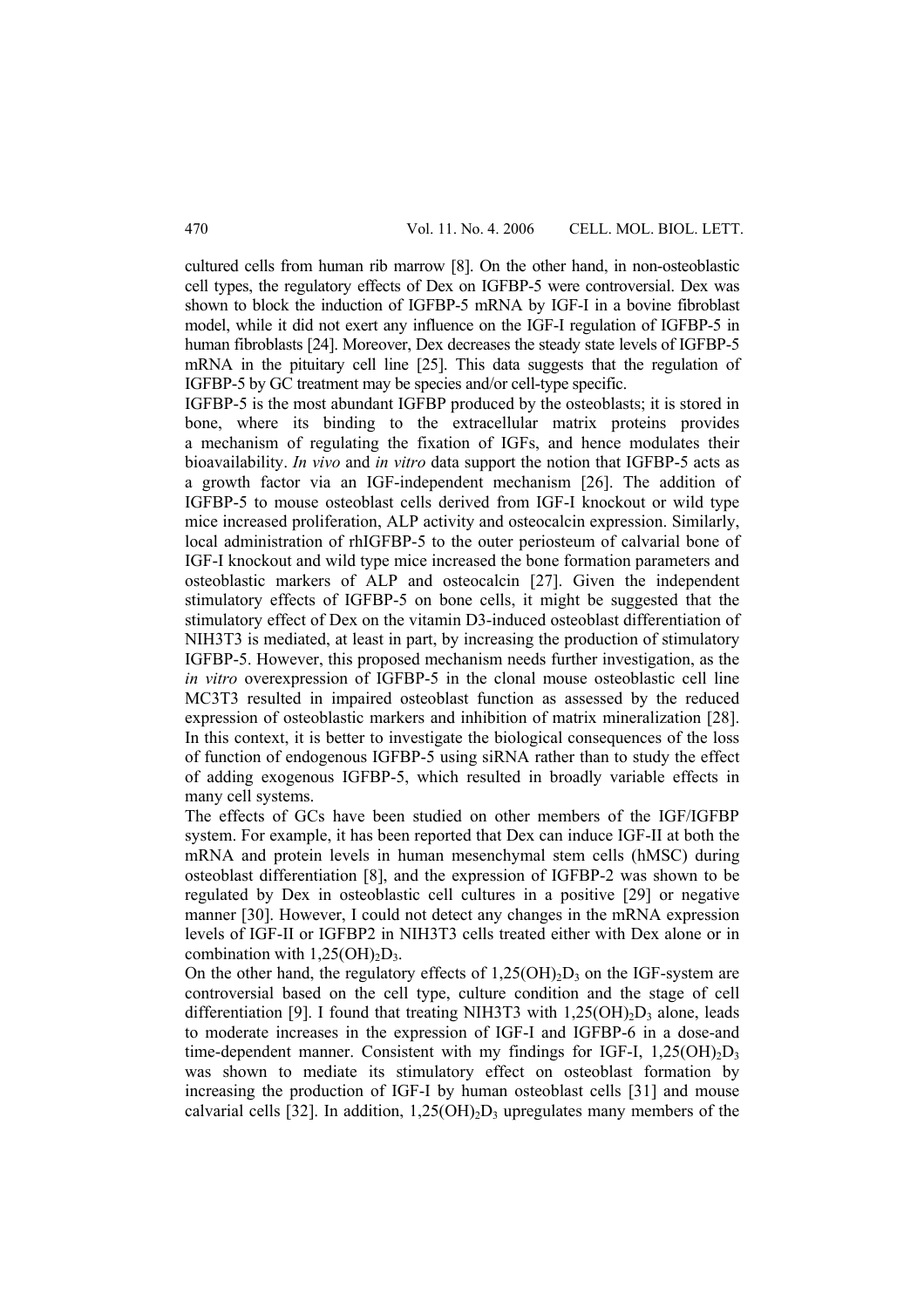cultured cells from human rib marrow [8]. On the other hand, in non-osteoblastic cell types, the regulatory effects of Dex on IGFBP-5 were controversial. Dex was shown to block the induction of IGFBP-5 mRNA by IGF-I in a bovine fibroblast model, while it did not exert any influence on the IGF-I regulation of IGFBP-5 in human fibroblasts [24]. Moreover, Dex decreases the steady state levels of IGFBP-5 mRNA in the pituitary cell line [25]. This data suggests that the regulation of IGFBP-5 by GC treatment may be species and/or cell-type specific.

IGFBP-5 is the most abundant IGFBP produced by the osteoblasts; it is stored in bone, where its binding to the extracellular matrix proteins provides a mechanism of regulating the fixation of IGFs, and hence modulates their bioavailability. *In vivo* and *in vitro* data support the notion that IGFBP-5 acts as a growth factor via an IGF-independent mechanism [26]. The addition of IGFBP-5 to mouse osteoblast cells derived from IGF-I knockout or wild type mice increased proliferation, ALP activity and osteocalcin expression. Similarly, local administration of rhIGFBP-5 to the outer periosteum of calvarial bone of IGF-I knockout and wild type mice increased the bone formation parameters and osteoblastic markers of ALP and osteocalcin [27]. Given the independent stimulatory effects of IGFBP-5 on bone cells, it might be suggested that the stimulatory effect of Dex on the vitamin D3-induced osteoblast differentiation of NIH3T3 is mediated, at least in part, by increasing the production of stimulatory IGFBP-5. However, this proposed mechanism needs further investigation, as the *in vitro* overexpression of IGFBP-5 in the clonal mouse osteoblastic cell line MC3T3 resulted in impaired osteoblast function as assessed by the reduced expression of osteoblastic markers and inhibition of matrix mineralization [28]. In this context, it is better to investigate the biological consequences of the loss of function of endogenous IGFBP-5 using siRNA rather than to study the effect of adding exogenous IGFBP-5, which resulted in broadly variable effects in many cell systems.

The effects of GCs have been studied on other members of the IGF/IGFBP system. For example, it has been reported that Dex can induce IGF-II at both the mRNA and protein levels in human mesenchymal stem cells (hMSC) during osteoblast differentiation [8], and the expression of IGFBP-2 was shown to be regulated by Dex in osteoblastic cell cultures in a positive [29] or negative manner [30]. However, I could not detect any changes in the mRNA expression levels of IGF-II or IGFBP2 in NIH3T3 cells treated either with Dex alone or in combination with $1,25(OH)_2D_3$.

On the other hand, the regulatory effects of $1,25(OH)_2D_3$ on the IGF-system are controversial based on the cell type, culture condition and the stage of cell differentiation [9]. I found that treating NIH3T3 with $1,25(OH)_2D_3$ alone, leads to moderate increases in the expression of IGF-I and IGFBP-6 in a dose-and time-dependent manner. Consistent with my findings for IGF-I, $1,25(OH)_2D_3$ was shown to mediate its stimulatory effect on osteoblast formation by increasing the production of IGF-I by human osteoblast cells [31] and mouse calvarial cells [32]. In addition, $1,25(OH)_2D_3$ upregulates many members of the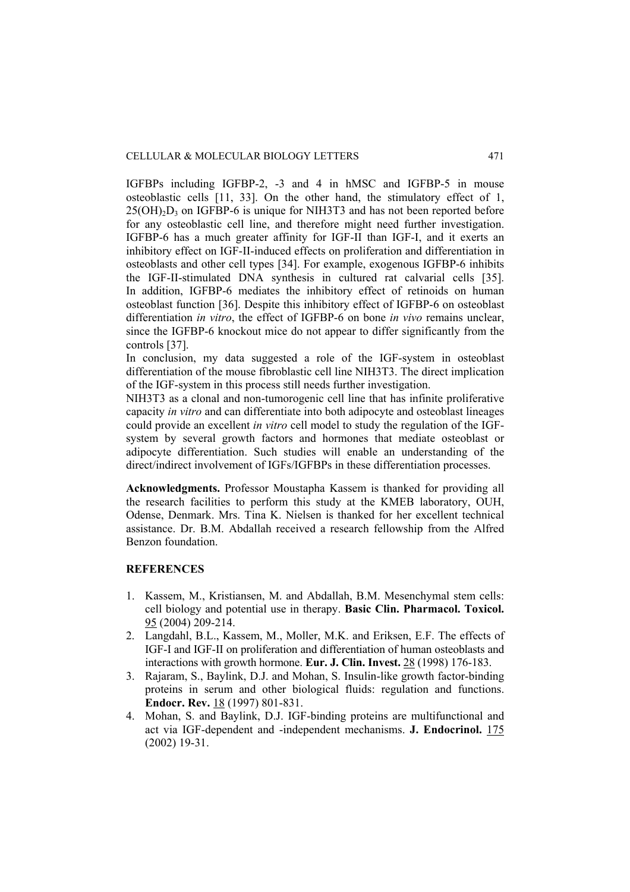IGFBPs including IGFBP-2, -3 and 4 in hMSC and IGFBP-5 in mouse osteoblastic cells [11, 33]. On the other hand, the stimulatory effect of 1, $25(OH)_2D_3$ on IGFBP-6 is unique for NIH3T3 and has not been reported before for any osteoblastic cell line, and therefore might need further investigation. IGFBP-6 has a much greater affinity for IGF-II than IGF-I, and it exerts an inhibitory effect on IGF-II-induced effects on proliferation and differentiation in osteoblasts and other cell types [34]. For example, exogenous IGFBP-6 inhibits the IGF-II-stimulated DNA synthesis in cultured rat calvarial cells [35]. In addition, IGFBP-6 mediates the inhibitory effect of retinoids on human osteoblast function [36]. Despite this inhibitory effect of IGFBP-6 on osteoblast differentiation *in vitro*, the effect of IGFBP-6 on bone *in vivo* remains unclear, since the IGFBP-6 knockout mice do not appear to differ significantly from the controls [37].

In conclusion, my data suggested a role of the IGF-system in osteoblast differentiation of the mouse fibroblastic cell line NIH3T3. The direct implication of the IGF-system in this process still needs further investigation.

NIH3T3 as a clonal and non-tumorogenic cell line that has infinite proliferative capacity *in vitro* and can differentiate into both adipocyte and osteoblast lineages could provide an excellent *in vitro* cell model to study the regulation of the IGF-system by several growth factors and hormones that mediate osteoblast or adipocyte differentiation. Such studies will enable an understanding of the direct/indirect involvement of IGFs/IGFBPs in these differentiation processes.

**Acknowledgments.** Professor Moustapha Kassem is thanked for providing all the research facilities to perform this study at the KMEB laboratory, OUH, Odense, Denmark. Mrs. Tina K. Nielsen is thanked for her excellent technical assistance. Dr. B.M. Abdallah received a research fellowship from the Alfred Benzon foundation.

## REFERENCES

1. Kassem, M., Kristiansen, M. and Abdallah, B.M. Mesenchymal stem cells: cell biology and potential use in therapy. **Basic Clin. Pharmacol. Toxicol.** 95 (2004) 209-214.
2. Langdahl, B.L., Kassem, M., Moller, M.K. and Eriksen, E.F. The effects of IGF-I and IGF-II on proliferation and differentiation of human osteoblasts and interactions with growth hormone. **Eur. J. Clin. Invest.** 28 (1998) 176-183.
3. Rajaram, S., Baylink, D.J. and Mohan, S. Insulin-like growth factor-binding proteins in serum and other biological fluids: regulation and functions. **Endocr. Rev.** 18 (1997) 801-831.
4. Mohan, S. and Baylink, D.J. IGF-binding proteins are multifunctional and act via IGF-dependent and -independent mechanisms. **J. Endocrinol.** 175 (2002) 19-31.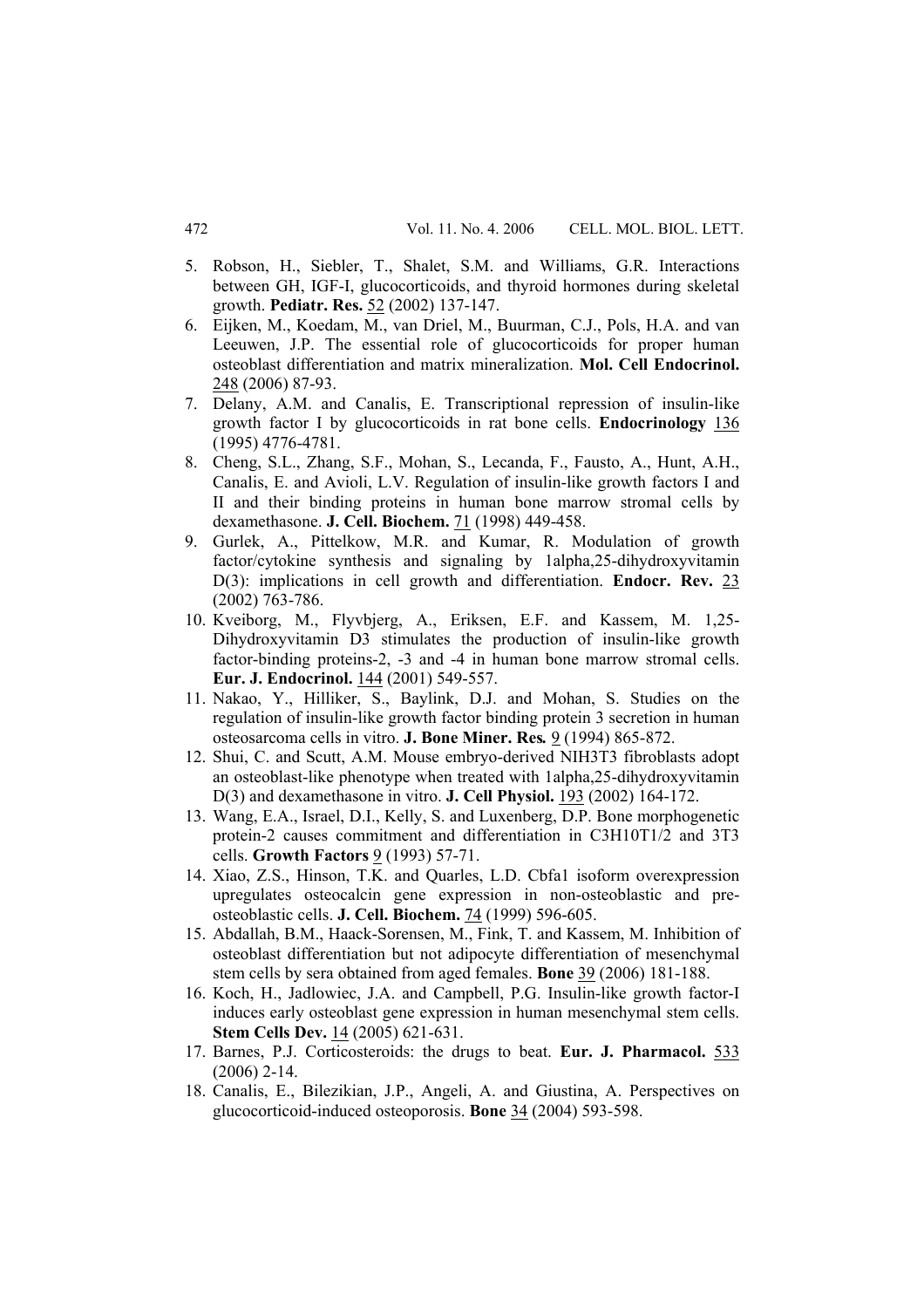5. Robson, H., Siebler, T., Shalet, S.M. and Williams, G.R. Interactions between GH, IGF-I, glucocorticoids, and thyroid hormones during skeletal growth. **Pediatr. Res.** 52 (2002) 137-147.
6. Eijken, M., Koedam, M., van Driel, M., Buurman, C.J., Pols, H.A. and van Leeuwen, J.P. The essential role of glucocorticoids for proper human osteoblast differentiation and matrix mineralization. **Mol. Cell Endocrinol.** 248 (2006) 87-93.
7. Delany, A.M. and Canalis, E. Transcriptional repression of insulin-like growth factor I by glucocorticoids in rat bone cells. **Endocrinology** 136 (1995) 4776-4781.
8. Cheng, S.L., Zhang, S.F., Mohan, S., Lecanda, F., Fausto, A., Hunt, A.H., Canalis, E. and Avioli, L.V. Regulation of insulin-like growth factors I and II and their binding proteins in human bone marrow stromal cells by dexamethasone. **J. Cell. Biochem.** 71 (1998) 449-458.
9. Gurlek, A., Pittelkow, M.R. and Kumar, R. Modulation of growth factor/cytokine synthesis and signaling by 1alpha,25-dihydroxyvitamin D(3): implications in cell growth and differentiation. **Endocr. Rev.** 23 (2002) 763-786.
10. Kveiborg, M., Flyvbjerg, A., Eriksen, E.F. and Kassem, M. 1,25-Dihydroxyvitamin D3 stimulates the production of insulin-like growth factor-binding proteins-2, -3 and -4 in human bone marrow stromal cells. **Eur. J. Endocrinol.** 144 (2001) 549-557.
11. Nakao, Y., Hilliker, S., Baylink, D.J. and Mohan, S. Studies on the regulation of insulin-like growth factor binding protein 3 secretion in human osteosarcoma cells in vitro. **J. Bone Miner. Res.** 9 (1994) 865-872.
12. Shui, C. and Scutt, A.M. Mouse embryo-derived NIH3T3 fibroblasts adopt an osteoblast-like phenotype when treated with 1alpha,25-dihydroxyvitamin D(3) and dexamethasone in vitro. **J. Cell Physiol.** 193 (2002) 164-172.
13. Wang, E.A., Israel, D.I., Kelly, S. and Luxenberg, D.P. Bone morphogenetic protein-2 causes commitment and differentiation in C3H10T1/2 and 3T3 cells. **Growth Factors** 9 (1993) 57-71.
14. Xiao, Z.S., Hinson, T.K. and Quarles, L.D. Cbfa1 isoform overexpression upregulates osteocalcin gene expression in non-osteoblastic and pre-osteoblastic cells. **J. Cell. Biochem.** 74 (1999) 596-605.
15. Abdallah, B.M., Haack-Sorensen, M., Fink, T. and Kassem, M. Inhibition of osteoblast differentiation but not adipocyte differentiation of mesenchymal stem cells by sera obtained from aged females. **Bone** 39 (2006) 181-188.
16. Koch, H., Jadlowiec, J.A. and Campbell, P.G. Insulin-like growth factor-I induces early osteoblast gene expression in human mesenchymal stem cells. **Stem Cells Dev.** 14 (2005) 621-631.
17. Barnes, P.J. Corticosteroids: the drugs to beat. **Eur. J. Pharmacol.** 533 (2006) 2-14.
18. Canalis, E., Bilezikian, J.P., Angeli, A. and Giustina, A. Perspectives on glucocorticoid-induced osteoporosis. **Bone** 34 (2004) 593-598.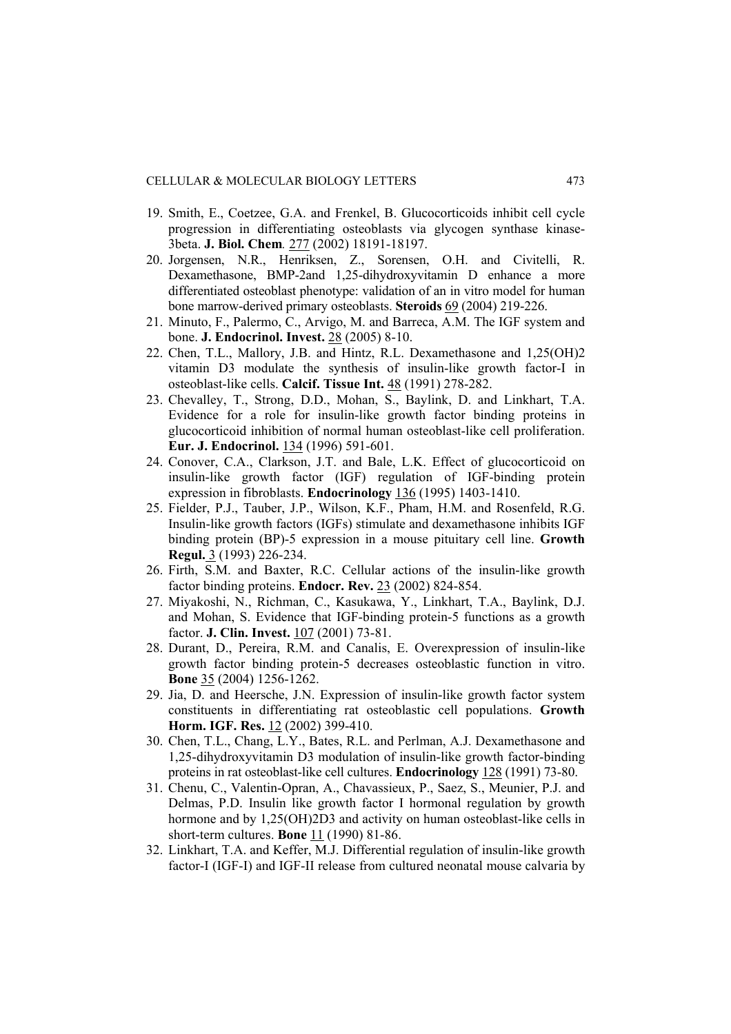19. Smith, E., Coetzee, G.A. and Frenkel, B. Glucocorticoids inhibit cell cycle progression in differentiating osteoblasts via glycogen synthase kinase-3beta. **J. Biol. Chem***.* 277 (2002) 18191-18197.
20. Jorgensen, N.R., Henriksen, Z., Sorensen, O.H. and Civitelli, R. Dexamethasone, BMP-2and 1,25-dihydroxyvitamin D enhance a more differentiated osteoblast phenotype: validation of an in vitro model for human bone marrow-derived primary osteoblasts. **Steroids** 69 (2004) 219-226.
21. Minuto, F., Palermo, C., Arvigo, M. and Barreca, A.M. The IGF system and bone. **J. Endocrinol. Invest.** 28 (2005) 8-10.
22. Chen, T.L., Mallory, J.B. and Hintz, R.L. Dexamethasone and 1,25(OH)2 vitamin D3 modulate the synthesis of insulin-like growth factor-I in osteoblast-like cells. **Calcif. Tissue Int.** 48 (1991) 278-282.
23. Chevalley, T., Strong, D.D., Mohan, S., Baylink, D. and Linkhart, T.A. Evidence for a role for insulin-like growth factor binding proteins in glucocorticoid inhibition of normal human osteoblast-like cell proliferation. **Eur. J. Endocrinol.** 134 (1996) 591-601.
24. Conover, C.A., Clarkson, J.T. and Bale, L.K. Effect of glucocorticoid on insulin-like growth factor (IGF) regulation of IGF-binding protein expression in fibroblasts. **Endocrinology** 136 (1995) 1403-1410.
25. Fielder, P.J., Tauber, J.P., Wilson, K.F., Pham, H.M. and Rosenfeld, R.G. Insulin-like growth factors (IGFs) stimulate and dexamethasone inhibits IGF binding protein (BP)-5 expression in a mouse pituitary cell line. **Growth Regul.** 3 (1993) 226-234.
26. Firth, S.M. and Baxter, R.C. Cellular actions of the insulin-like growth factor binding proteins. **Endocr. Rev.** 23 (2002) 824-854.
27. Miyakoshi, N., Richman, C., Kasukawa, Y., Linkhart, T.A., Baylink, D.J. and Mohan, S. Evidence that IGF-binding protein-5 functions as a growth factor. **J. Clin. Invest.** 107 (2001) 73-81.
28. Durant, D., Pereira, R.M. and Canalis, E. Overexpression of insulin-like growth factor binding protein-5 decreases osteoblastic function in vitro. **Bone** 35 (2004) 1256-1262.
29. Jia, D. and Heersche, J.N. Expression of insulin-like growth factor system constituents in differentiating rat osteoblastic cell populations. **Growth Horm. IGF. Res.** 12 (2002) 399-410.
30. Chen, T.L., Chang, L.Y., Bates, R.L. and Perlman, A.J. Dexamethasone and 1,25-dihydroxyvitamin D3 modulation of insulin-like growth factor-binding proteins in rat osteoblast-like cell cultures. **Endocrinology** 128 (1991) 73-80.
31. Chenu, C., Valentin-Opran, A., Chavassieux, P., Saez, S., Meunier, P.J. and Delmas, P.D. Insulin like growth factor I hormonal regulation by growth hormone and by 1,25(OH)2D3 and activity on human osteoblast-like cells in short-term cultures. **Bone** 11 (1990) 81-86.
32. Linkhart, T.A. and Keffer, M.J. Differential regulation of insulin-like growth factor-I (IGF-I) and IGF-II release from cultured neonatal mouse calvaria by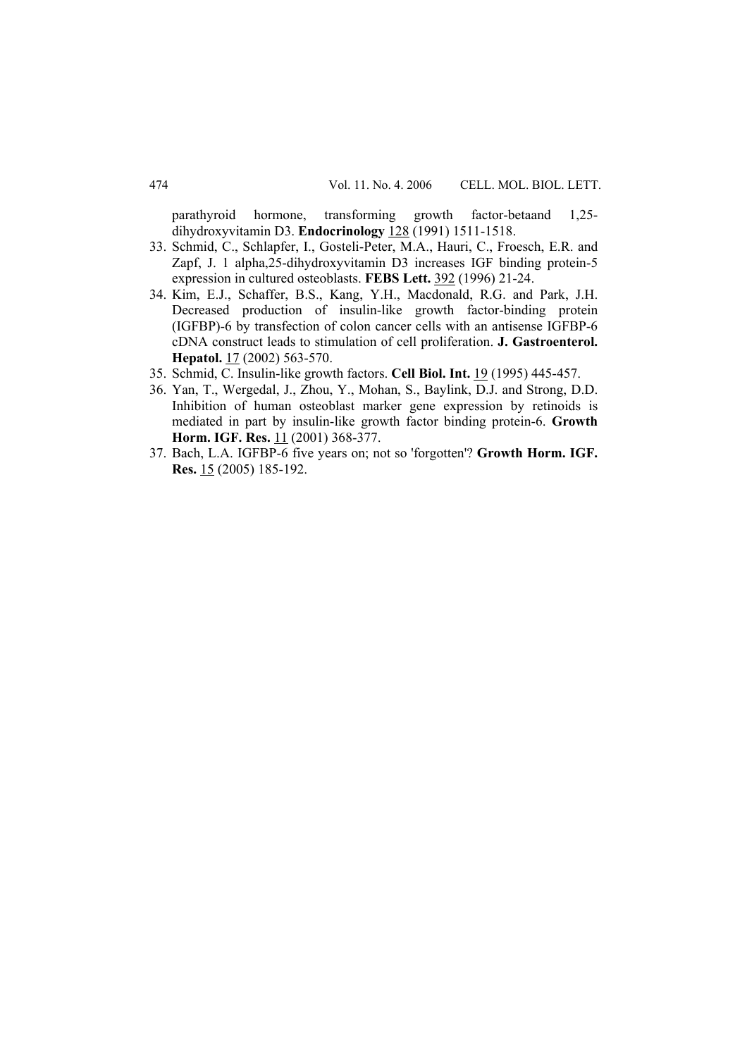parathyroid hormone, transforming growth factor-betaand 1,25-dihydroxyvitamin D3. **Endocrinology** 128 (1991) 1511-1518.

33. Schmid, C., Schlapfer, I., Gosteli-Peter, M.A., Hauri, C., Froesch, E.R. and Zapf, J. 1 alpha,25-dihydroxyvitamin D3 increases IGF binding protein-5 expression in cultured osteoblasts. **FEBS Lett.** 392 (1996) 21-24.
34. Kim, E.J., Schaffer, B.S., Kang, Y.H., Macdonald, R.G. and Park, J.H. Decreased production of insulin-like growth factor-binding protein (IGFBP)-6 by transfection of colon cancer cells with an antisense IGFBP-6 cDNA construct leads to stimulation of cell proliferation. **J. Gastroenterol. Hepatol.** 17 (2002) 563-570.
35. Schmid, C. Insulin-like growth factors. **Cell Biol. Int.** 19 (1995) 445-457.
36. Yan, T., Wergedal, J., Zhou, Y., Mohan, S., Baylink, D.J. and Strong, D.D. Inhibition of human osteoblast marker gene expression by retinoids is mediated in part by insulin-like growth factor binding protein-6. **Growth Horm. IGF. Res.** 11 (2001) 368-377.
37. Bach, L.A. IGFBP-6 five years on; not so 'forgotten'? **Growth Horm. IGF. Res.** 15 (2005) 185-192.